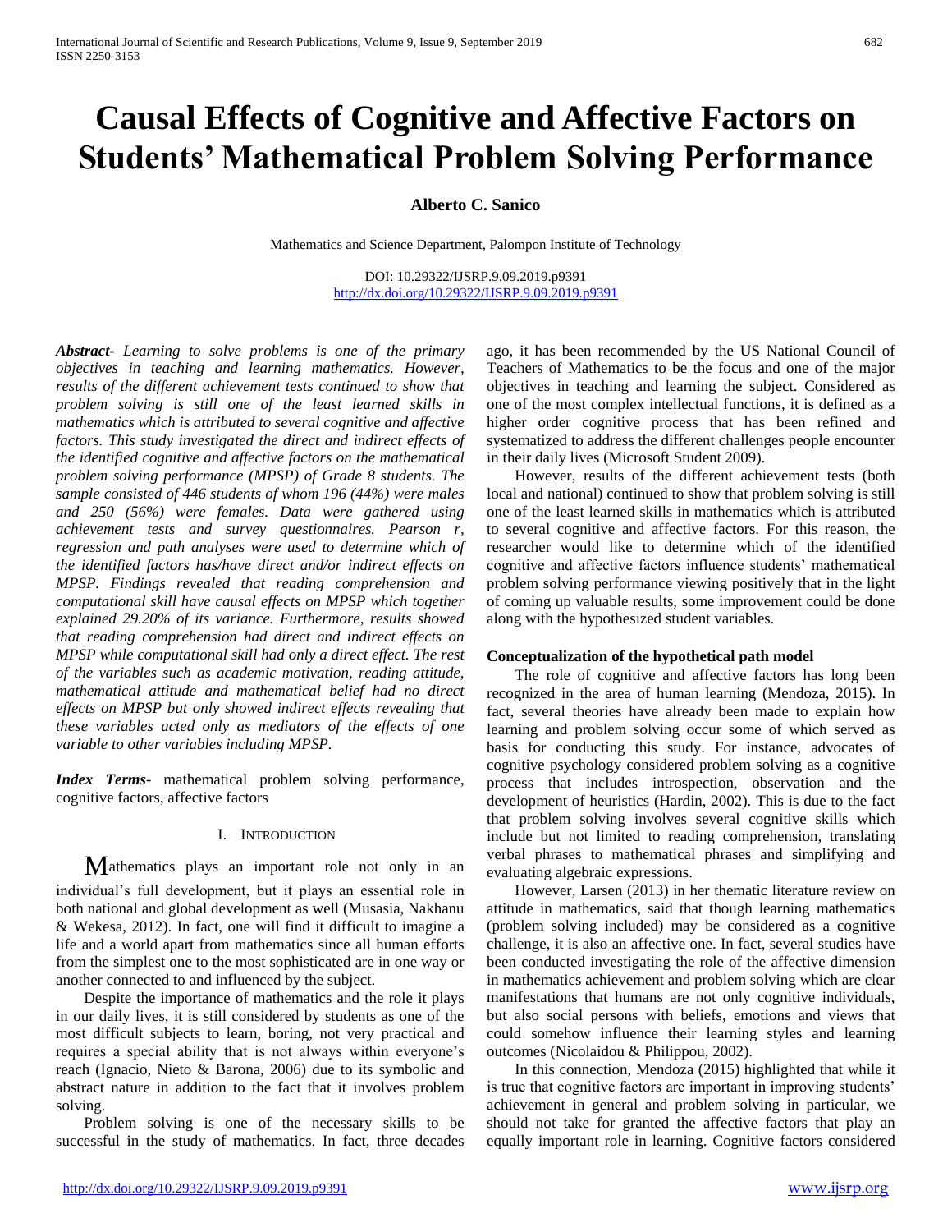# Causal Effects of Cognitive and Affective Factors on Students' Mathematical Problem Solving Performance

**Alberto C. Sanico**

Mathematics and Science Department, Palompon Institute of Technology

DOI: 10.29322/IJSRP.9.09.2019.p9391
http://dx.doi.org/10.29322/IJSRP.9.09.2019.p9391

***Abstract-*** *Learning to solve problems is one of the primary objectives in teaching and learning mathematics. However, results of the different achievement tests continued to show that problem solving is still one of the least learned skills in mathematics which is attributed to several cognitive and affective factors. This study investigated the direct and indirect effects of the identified cognitive and affective factors on the mathematical problem solving performance (MPSP) of Grade 8 students. The sample consisted of 446 students of whom 196 (44%) were males and 250 (56%) were females. Data were gathered using achievement tests and survey questionnaires. Pearson r, regression and path analyses were used to determine which of the identified factors has/have direct and/or indirect effects on MPSP. Findings revealed that reading comprehension and computational skill have causal effects on MPSP which together explained 29.20% of its variance. Furthermore, results showed that reading comprehension had direct and indirect effects on MPSP while computational skill had only a direct effect. The rest of the variables such as academic motivation, reading attitude, mathematical attitude and mathematical belief had no direct effects on MPSP but only showed indirect effects revealing that these variables acted only as mediators of the effects of one variable to other variables including MPSP.*

***Index Terms-*** mathematical problem solving performance, cognitive factors, affective factors

## I. Introduction

Mathematics plays an important role not only in an individual's full development, but it plays an essential role in both national and global development as well (Musasia, Nakhanu & Wekesa, 2012). In fact, one will find it difficult to imagine a life and a world apart from mathematics since all human efforts from the simplest one to the most sophisticated are in one way or another connected to and influenced by the subject.

Despite the importance of mathematics and the role it plays in our daily lives, it is still considered by students as one of the most difficult subjects to learn, boring, not very practical and requires a special ability that is not always within everyone's reach (Ignacio, Nieto & Barona, 2006) due to its symbolic and abstract nature in addition to the fact that it involves problem solving.

Problem solving is one of the necessary skills to be successful in the study of mathematics. In fact, three decades ago, it has been recommended by the US National Council of Teachers of Mathematics to be the focus and one of the major objectives in teaching and learning the subject. Considered as one of the most complex intellectual functions, it is defined as a higher order cognitive process that has been refined and systematized to address the different challenges people encounter in their daily lives (Microsoft Student 2009).

However, results of the different achievement tests (both local and national) continued to show that problem solving is still one of the least learned skills in mathematics which is attributed to several cognitive and affective factors. For this reason, the researcher would like to determine which of the identified cognitive and affective factors influence students' mathematical problem solving performance viewing positively that in the light of coming up valuable results, some improvement could be done along with the hypothesized student variables.

### Conceptualization of the hypothetical path model

The role of cognitive and affective factors has long been recognized in the area of human learning (Mendoza, 2015). In fact, several theories have already been made to explain how learning and problem solving occur some of which served as basis for conducting this study. For instance, advocates of cognitive psychology considered problem solving as a cognitive process that includes introspection, observation and the development of heuristics (Hardin, 2002). This is due to the fact that problem solving involves several cognitive skills which include but not limited to reading comprehension, translating verbal phrases to mathematical phrases and simplifying and evaluating algebraic expressions.

However, Larsen (2013) in her thematic literature review on attitude in mathematics, said that though learning mathematics (problem solving included) may be considered as a cognitive challenge, it is also an affective one. In fact, several studies have been conducted investigating the role of the affective dimension in mathematics achievement and problem solving which are clear manifestations that humans are not only cognitive individuals, but also social persons with beliefs, emotions and views that could somehow influence their learning styles and learning outcomes (Nicolaidou & Philippou, 2002).

In this connection, Mendoza (2015) highlighted that while it is true that cognitive factors are important in improving students' achievement in general and problem solving in particular, we should not take for granted the affective factors that play an equally important role in learning. Cognitive factors considered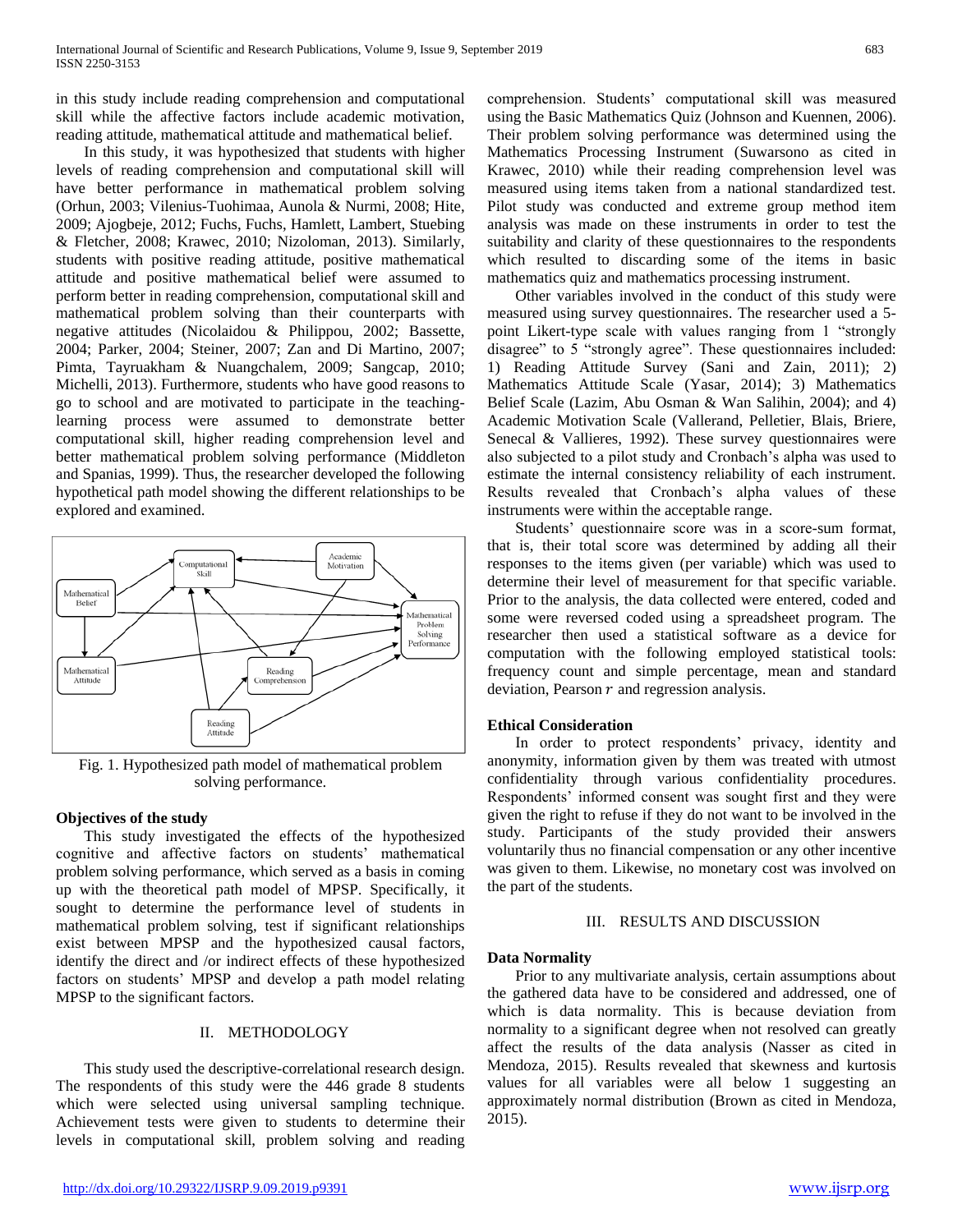in this study include reading comprehension and computational skill while the affective factors include academic motivation, reading attitude, mathematical attitude and mathematical belief.

In this study, it was hypothesized that students with higher levels of reading comprehension and computational skill will have better performance in mathematical problem solving (Orhun, 2003; Vilenius-Tuohimaa, Aunola & Nurmi, 2008; Hite, 2009; Ajogbeje, 2012; Fuchs, Fuchs, Hamlett, Lambert, Stuebing & Fletcher, 2008; Krawec, 2010; Nizoloman, 2013). Similarly, students with positive reading attitude, positive mathematical attitude and positive mathematical belief were assumed to perform better in reading comprehension, computational skill and mathematical problem solving than their counterparts with negative attitudes (Nicolaidou & Philippou, 2002; Bassette, 2004; Parker, 2004; Steiner, 2007; Zan and Di Martino, 2007; Pimta, Tayruakham & Nuangchalem, 2009; Sangcap, 2010; Michelli, 2013). Furthermore, students who have good reasons to go to school and are motivated to participate in the teaching-learning process were assumed to demonstrate better computational skill, higher reading comprehension level and better mathematical problem solving performance (Middleton and Spanias, 1999). Thus, the researcher developed the following hypothetical path model showing the different relationships to be explored and examined.

Fig. 1. Hypothesized path model of mathematical problem solving performance.

### Objectives of the study

This study investigated the effects of the hypothesized cognitive and affective factors on students' mathematical problem solving performance, which served as a basis in coming up with the theoretical path model of MPSP. Specifically, it sought to determine the performance level of students in mathematical problem solving, test if significant relationships exist between MPSP and the hypothesized causal factors, identify the direct and /or indirect effects of these hypothesized factors on students' MPSP and develop a path model relating MPSP to the significant factors.

## II. METHODOLOGY

This study used the descriptive-correlational research design. The respondents of this study were the 446 grade 8 students which were selected using universal sampling technique. Achievement tests were given to students to determine their levels in computational skill, problem solving and reading comprehension. Students' computational skill was measured using the Basic Mathematics Quiz (Johnson and Kuennen, 2006). Their problem solving performance was determined using the Mathematics Processing Instrument (Suwarsono as cited in Krawec, 2010) while their reading comprehension level was measured using items taken from a national standardized test. Pilot study was conducted and extreme group method item analysis was made on these instruments in order to test the suitability and clarity of these questionnaires to the respondents which resulted to discarding some of the items in basic mathematics quiz and mathematics processing instrument.

Other variables involved in the conduct of this study were measured using survey questionnaires. The researcher used a 5-point Likert-type scale with values ranging from 1 "strongly disagree" to 5 "strongly agree". These questionnaires included: 1) Reading Attitude Survey (Sani and Zain, 2011); 2) Mathematics Attitude Scale (Yasar, 2014); 3) Mathematics Belief Scale (Lazim, Abu Osman & Wan Salihin, 2004); and 4) Academic Motivation Scale (Vallerand, Pelletier, Blais, Briere, Senecal & Vallieres, 1992). These survey questionnaires were also subjected to a pilot study and Cronbach's alpha was used to estimate the internal consistency reliability of each instrument. Results revealed that Cronbach's alpha values of these instruments were within the acceptable range.

Students' questionnaire score was in a score-sum format, that is, their total score was determined by adding all their responses to the items given (per variable) which was used to determine their level of measurement for that specific variable. Prior to the analysis, the data collected were entered, coded and some were reversed coded using a spreadsheet program. The researcher then used a statistical software as a device for computation with the following employed statistical tools: frequency count and simple percentage, mean and standard deviation, Pearson $r$ and regression analysis.

### Ethical Consideration

In order to protect respondents' privacy, identity and anonymity, information given by them was treated with utmost confidentiality through various confidentiality procedures. Respondents' informed consent was sought first and they were given the right to refuse if they do not want to be involved in the study. Participants of the study provided their answers voluntarily thus no financial compensation or any other incentive was given to them. Likewise, no monetary cost was involved on the part of the students.

## III. RESULTS AND DISCUSSION

### Data Normality

Prior to any multivariate analysis, certain assumptions about the gathered data have to be considered and addressed, one of which is data normality. This is because deviation from normality to a significant degree when not resolved can greatly affect the results of the data analysis (Nasser as cited in Mendoza, 2015). Results revealed that skewness and kurtosis values for all variables were all below 1 suggesting an approximately normal distribution (Brown as cited in Mendoza, 2015).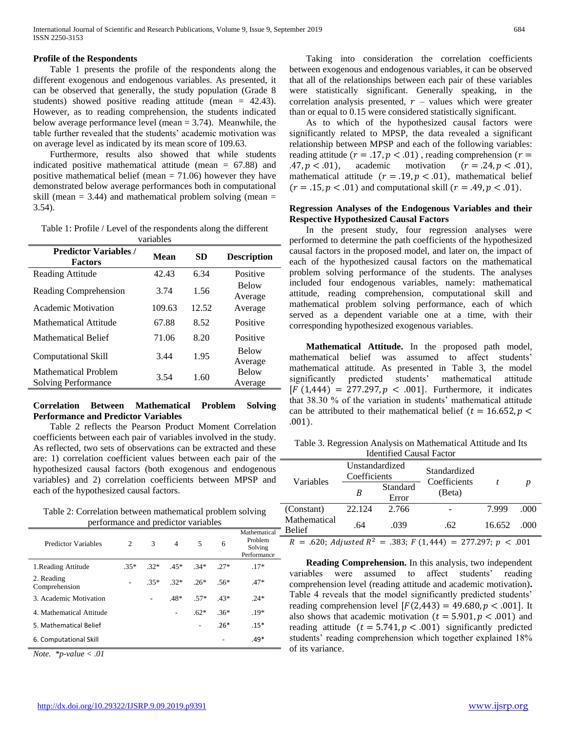### Profile of the Respondents

Table 1 presents the profile of the respondents along the different exogenous and endogenous variables. As presented, it can be observed that generally, the study population (Grade 8 students) showed positive reading attitude (mean = 42.43). However, as to reading comprehension, the students indicated below average performance level (mean = 3.74). Meanwhile, the table further revealed that the students' academic motivation was on average level as indicated by its mean score of 109.63.

Furthermore, results also showed that while students indicated positive mathematical attitude (mean = 67.88) and positive mathematical belief (mean = 71.06) however they have demonstrated below average performances both in computational skill (mean = 3.44) and mathematical problem solving (mean = 3.54).

Table 1: Profile / Level of the respondents along the different variables

| Predictor Variables / Factors | Mean | SD | Description |
|---|---|---|---|
| Reading Attitude | 42.43 | 6.34 | Positive |
| Reading Comprehension | 3.74 | 1.56 | Below Average |
| Academic Motivation | 109.63 | 12.52 | Average |
| Mathematical Attitude | 67.88 | 8.52 | Positive |
| Mathematical Belief | 71.06 | 8.20 | Positive |
| Computational Skill | 3.44 | 1.95 | Below Average |
| Mathematical Problem Solving Performance | 3.54 | 1.60 | Below Average |

### Correlation Between Mathematical Problem Solving Performance and Predictor Variables

Table 2 reflects the Pearson Product Moment Correlation coefficients between each pair of variables involved in the study. As reflected, two sets of observations can be extracted and these are: 1) correlation coefficient values between each pair of the hypothesized causal factors (both exogenous and endogenous variables) and 2) correlation coefficients between MPSP and each of the hypothesized causal factors.

Table 2: Correlation between mathematical problem solving performance and predictor variables

| Predictor Variables | 2 | 3 | 4 | 5 | 6 | Mathematical Problem Solving Performance |
|---|---|---|---|---|---|---|
| 1.Reading Attitude | .35* | .32* | .45* | .34* | .27* | .17* |
| 2. Reading Comprehension | - | .35* | .32* | .26* | .56* | .47* |
| 3. Academic Motivation | | - | .48* | .57* | .43* | .24* |
| 4. Mathematical Attitude | | | - | .62* | .36* | .19* |
| 5. Mathematical Belief | | | | - | .26* | .15* |
| 6. Computational Skill | | | | | - | .49* |

*Note. *p-value < .01*

Taking into consideration the correlation coefficients between exogenous and endogenous variables, it can be observed that all of the relationships between each pair of these variables were statistically significant. Generally speaking, in the correlation analysis presented, $r$ – values which were greater than or equal to 0.15 were considered statistically significant.

As to which of the hypothesized causal factors were significantly related to MPSP, the data revealed a significant relationship between MPSP and each of the following variables: reading attitude $(r = .17, p < .01)$, reading comprehension $(r = .47, p < .01)$, academic motivation $(r = .24, p < .01)$, mathematical attitude $(r = .19, p < .01)$, mathematical belief $(r = .15, p < .01)$ and computational skill $(r = .49, p < .01)$.

### Regression Analyses of the Endogenous Variables and their Respective Hypothesized Causal Factors

In the present study, four regression analyses were performed to determine the path coefficients of the hypothesized causal factors in the proposed model, and later on, the impact of each of the hypothesized causal factors on the mathematical problem solving performance of the students. The analyses included four endogenous variables, namely: mathematical attitude, reading comprehension, computational skill and mathematical problem solving performance, each of which served as a dependent variable one at a time, with their corresponding hypothesized exogenous variables.

**Mathematical Attitude.** In the proposed path model, mathematical belief was assumed to affect students' mathematical attitude. As presented in Table 3, the model significantly predicted students' mathematical attitude $[F\ (1{,}444) = 277.297, p < .001]$. Furthermore, it indicates that 38.30 % of the variation in students' mathematical attitude can be attributed to their mathematical belief $(t = 16.652, p < .001)$.

Table 3. Regression Analysis on Mathematical Attitude and Its Identified Causal Factor

| Variables | Unstandardized Coefficients | | Standardized Coefficients (Beta) | $t$ | $p$ |
|---|---|---|---|---|---|
| | $B$ | Standard Error | | | |
| (Constant) | 22.124 | 2.766 | - | 7.999 | .000 |
| Mathematical Belief | .64 | .039 | .62 | 16.652 | .000 |

$R = .620$; Adjusted $R^2 = .383$; $F\ (1{,}444) = 277.297$; $p < .001$

**Reading Comprehension.** In this analysis, two independent variables were assumed to affect students' reading comprehension level (reading attitude and academic motivation)**.** Table 4 reveals that the model significantly predicted students' reading comprehension level $[F(2{,}443) = 49.680, p < .001]$. It also shows that academic motivation $(t = 5.901, p < .001)$ and reading attitude $(t = 5.741, p < .001)$ significantly predicted students' reading comprehension which together explained 18% of its variance.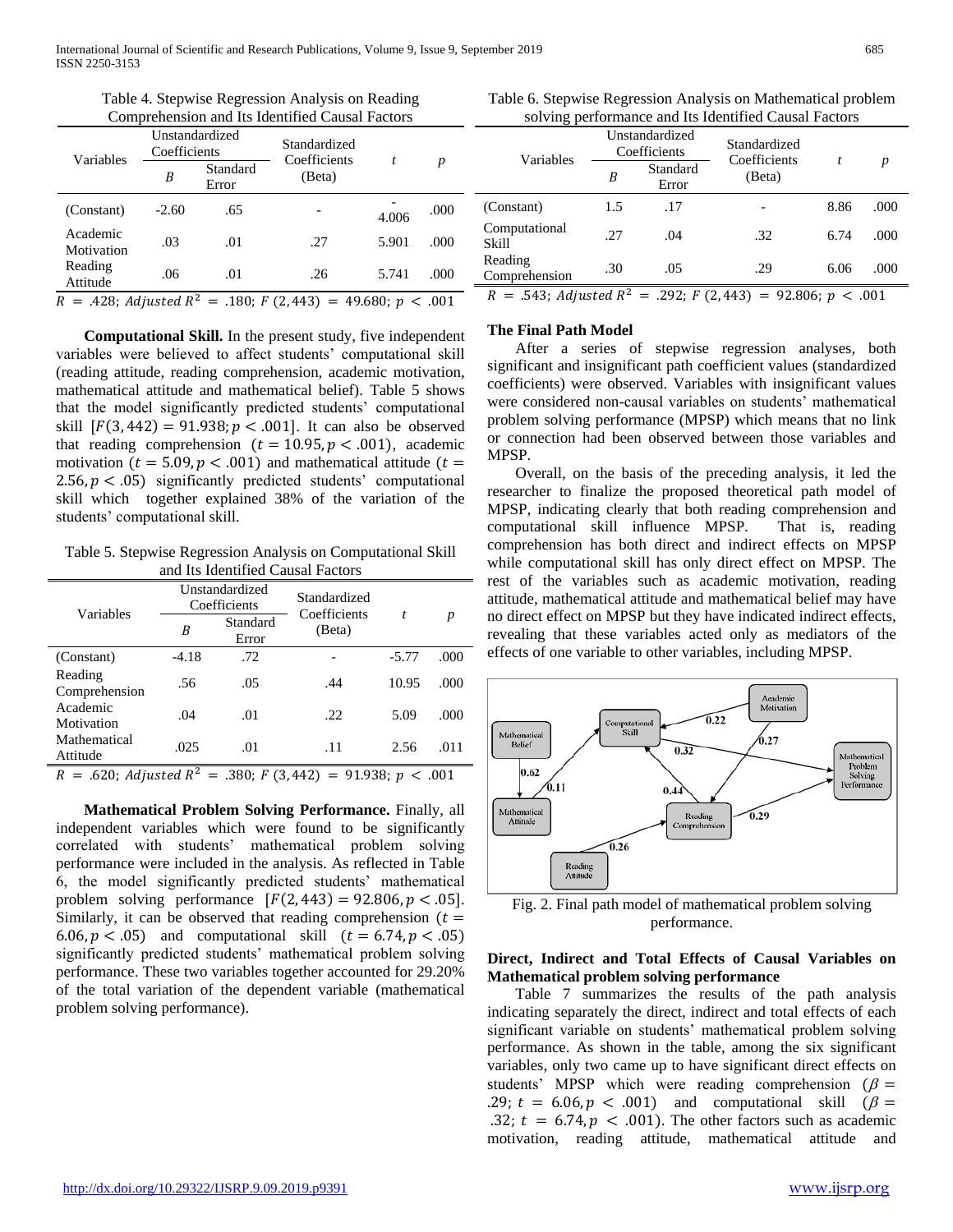Table 4. Stepwise Regression Analysis on Reading Comprehension and Its Identified Causal Factors

| Variables | Unstandardized Coefficients | | Standardized Coefficients (Beta) | $t$ | $p$ |
|---|---|---|---|---|---|
| | $B$ | Standard Error | | | |
| (Constant) | -2.60 | .65 | - | -4.006 | .000 |
| Academic Motivation | .03 | .01 | .27 | 5.901 | .000 |
| Reading Attitude | .06 | .01 | .26 | 5.741 | .000 |

$R$ = .428; $Adjusted\ R^2$ = .180; $F$ (2,443) = 49.680; $p$ < .001

**Computational Skill.** In the present study, five independent variables were believed to affect students' computational skill (reading attitude, reading comprehension, academic motivation, mathematical attitude and mathematical belief). Table 5 shows that the model significantly predicted students' computational skill $[F(3,442) = 91.938; p < .001]$. It can also be observed that reading comprehension $(t = 10.95, p < .001)$, academic motivation $(t = 5.09, p < .001)$ and mathematical attitude $(t = 2.56, p < .05)$ significantly predicted students' computational skill which together explained 38% of the variation of the students' computational skill.

Table 5. Stepwise Regression Analysis on Computational Skill and Its Identified Causal Factors

| Variables | Unstandardized Coefficients | | Standardized Coefficients (Beta) | $t$ | $p$ |
|---|---|---|---|---|---|
| | $B$ | Standard Error | | | |
| (Constant) | -4.18 | .72 | - | -5.77 | .000 |
| Reading Comprehension | .56 | .05 | .44 | 10.95 | .000 |
| Academic Motivation | .04 | .01 | .22 | 5.09 | .000 |
| Mathematical Attitude | .025 | .01 | .11 | 2.56 | .011 |

$R$ = .620; $Adjusted\ R^2$ = .380; $F$ (3,442) = 91.938; $p$ < .001

**Mathematical Problem Solving Performance.** Finally, all independent variables which were found to be significantly correlated with students' mathematical problem solving performance were included in the analysis. As reflected in Table 6, the model significantly predicted students' mathematical problem solving performance $[F(2,443) = 92.806, p < .05]$. Similarly, it can be observed that reading comprehension $(t = 6.06, p < .05)$ and computational skill $(t = 6.74, p < .05)$ significantly predicted students' mathematical problem solving performance. These two variables together accounted for 29.20% of the total variation of the dependent variable (mathematical problem solving performance).

Table 6. Stepwise Regression Analysis on Mathematical problem solving performance and Its Identified Causal Factors

| Variables | Unstandardized Coefficients | | Standardized Coefficients (Beta) | $t$ | $p$ |
|---|---|---|---|---|---|
| | $B$ | Standard Error | | | |
| (Constant) | 1.5 | .17 | - | 8.86 | .000 |
| Computational Skill | .27 | .04 | .32 | 6.74 | .000 |
| Reading Comprehension | .30 | .05 | .29 | 6.06 | .000 |

$R$ = .543; $Adjusted\ R^2$ = .292; $F$ (2,443) = 92.806; $p$ < .001

**The Final Path Model**

After a series of stepwise regression analyses, both significant and insignificant path coefficient values (standardized coefficients) were observed. Variables with insignificant values were considered non-causal variables on students' mathematical problem solving performance (MPSP) which means that no link or connection had been observed between those variables and MPSP.

Overall, on the basis of the preceding analysis, it led the researcher to finalize the proposed theoretical path model of MPSP, indicating clearly that both reading comprehension and computational skill influence MPSP. That is, reading comprehension has both direct and indirect effects on MPSP while computational skill has only direct effect on MPSP. The rest of the variables such as academic motivation, reading attitude, mathematical attitude and mathematical belief may have no direct effect on MPSP but they have indicated indirect effects, revealing that these variables acted only as mediators of the effects of one variable to other variables, including MPSP.

Fig. 2. Final path model of mathematical problem solving performance.

**Direct, Indirect and Total Effects of Causal Variables on Mathematical problem solving performance**

Table 7 summarizes the results of the path analysis indicating separately the direct, indirect and total effects of each significant variable on students' mathematical problem solving performance. As shown in the table, among the six significant variables, only two came up to have significant direct effects on students' MPSP which were reading comprehension ($\beta$ = .29; $t$ = 6.06, $p$ < .001) and computational skill ($\beta$ = .32; $t$ = 6.74, $p$ < .001). The other factors such as academic motivation, reading attitude, mathematical attitude and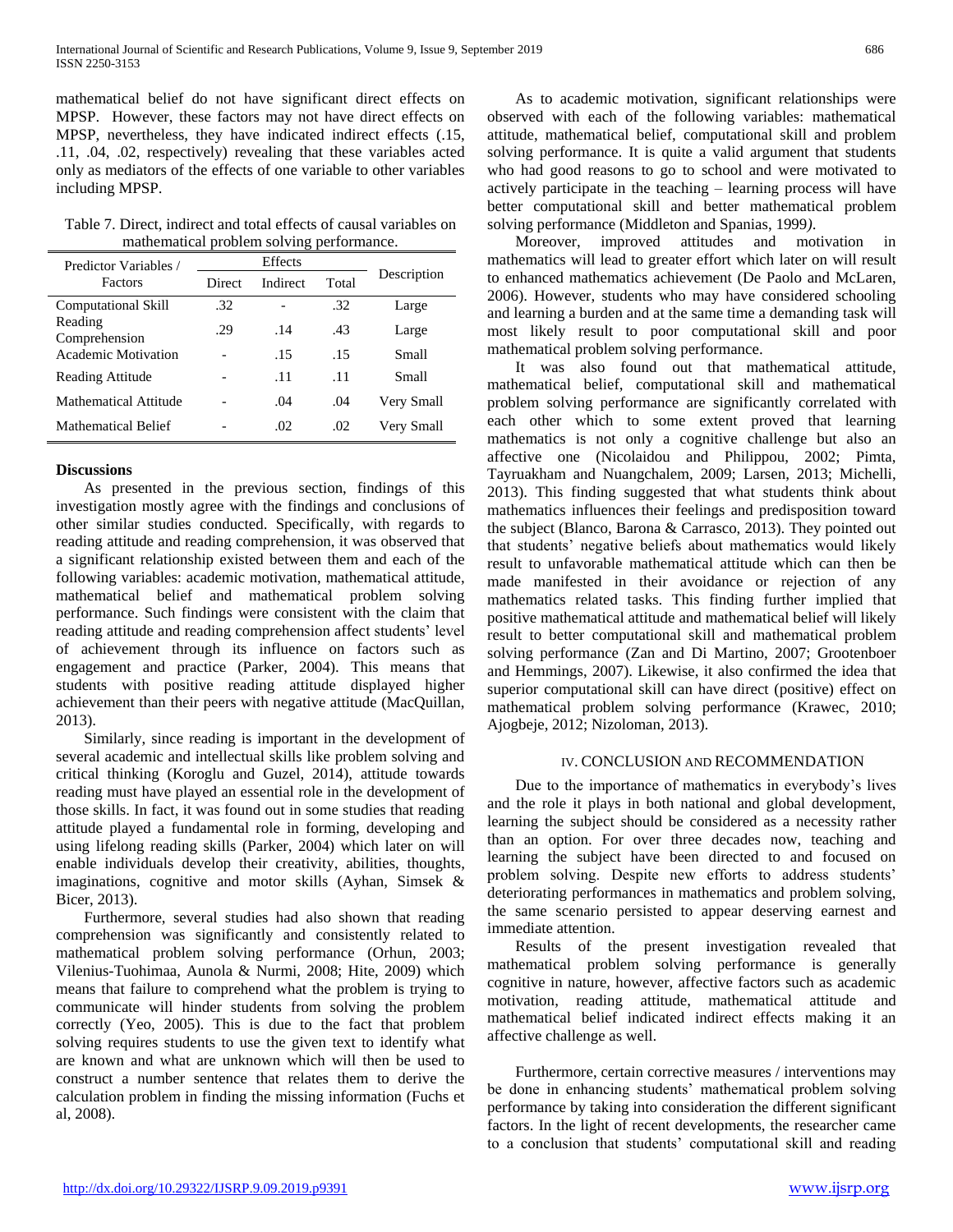mathematical belief do not have significant direct effects on MPSP. However, these factors may not have direct effects on MPSP, nevertheless, they have indicated indirect effects (.15, .11, .04, .02, respectively) revealing that these variables acted only as mediators of the effects of one variable to other variables including MPSP.

Table 7. Direct, indirect and total effects of causal variables on mathematical problem solving performance.

| Predictor Variables / Factors | Effects | | | Description |
|---|---|---|---|---|
| | Direct | Indirect | Total | |
| Computational Skill | .32 | - | .32 | Large |
| Reading Comprehension | .29 | .14 | .43 | Large |
| Academic Motivation | - | .15 | .15 | Small |
| Reading Attitude | - | .11 | .11 | Small |
| Mathematical Attitude | - | .04 | .04 | Very Small |
| Mathematical Belief | - | .02 | .02 | Very Small |

### Discussions

As presented in the previous section, findings of this investigation mostly agree with the findings and conclusions of other similar studies conducted. Specifically, with regards to reading attitude and reading comprehension, it was observed that a significant relationship existed between them and each of the following variables: academic motivation, mathematical attitude, mathematical belief and mathematical problem solving performance. Such findings were consistent with the claim that reading attitude and reading comprehension affect students' level of achievement through its influence on factors such as engagement and practice (Parker, 2004). This means that students with positive reading attitude displayed higher achievement than their peers with negative attitude (MacQuillan, 2013).

Similarly, since reading is important in the development of several academic and intellectual skills like problem solving and critical thinking (Koroglu and Guzel, 2014), attitude towards reading must have played an essential role in the development of those skills. In fact, it was found out in some studies that reading attitude played a fundamental role in forming, developing and using lifelong reading skills (Parker, 2004) which later on will enable individuals develop their creativity, abilities, thoughts, imaginations, cognitive and motor skills (Ayhan, Simsek & Bicer, 2013).

Furthermore, several studies had also shown that reading comprehension was significantly and consistently related to mathematical problem solving performance (Orhun, 2003; Vilenius-Tuohimaa, Aunola & Nurmi, 2008; Hite, 2009) which means that failure to comprehend what the problem is trying to communicate will hinder students from solving the problem correctly (Yeo, 2005). This is due to the fact that problem solving requires students to use the given text to identify what are known and what are unknown which will then be used to construct a number sentence that relates them to derive the calculation problem in finding the missing information (Fuchs et al, 2008).

As to academic motivation, significant relationships were observed with each of the following variables: mathematical attitude, mathematical belief, computational skill and problem solving performance. It is quite a valid argument that students who had good reasons to go to school and were motivated to actively participate in the teaching – learning process will have better computational skill and better mathematical problem solving performance (Middleton and Spanias, 1999).

Moreover, improved attitudes and motivation in mathematics will lead to greater effort which later on will result to enhanced mathematics achievement (De Paolo and McLaren, 2006). However, students who may have considered schooling and learning a burden and at the same time a demanding task will most likely result to poor computational skill and poor mathematical problem solving performance.

It was also found out that mathematical attitude, mathematical belief, computational skill and mathematical problem solving performance are significantly correlated with each other which to some extent proved that learning mathematics is not only a cognitive challenge but also an affective one (Nicolaidou and Philippou, 2002; Pimta, Tayruakham and Nuangchalem, 2009; Larsen, 2013; Michelli, 2013). This finding suggested that what students think about mathematics influences their feelings and predisposition toward the subject (Blanco, Barona & Carrasco, 2013). They pointed out that students' negative beliefs about mathematics would likely result to unfavorable mathematical attitude which can then be made manifested in their avoidance or rejection of any mathematics related tasks. This finding further implied that positive mathematical attitude and mathematical belief will likely result to better computational skill and mathematical problem solving performance (Zan and Di Martino, 2007; Grootenboer and Hemmings, 2007). Likewise, it also confirmed the idea that superior computational skill can have direct (positive) effect on mathematical problem solving performance (Krawec, 2010; Ajogbeje, 2012; Nizoloman, 2013).

## IV. CONCLUSION AND RECOMMENDATION

Due to the importance of mathematics in everybody's lives and the role it plays in both national and global development, learning the subject should be considered as a necessity rather than an option. For over three decades now, teaching and learning the subject have been directed to and focused on problem solving. Despite new efforts to address students' deteriorating performances in mathematics and problem solving, the same scenario persisted to appear deserving earnest and immediate attention.

Results of the present investigation revealed that mathematical problem solving performance is generally cognitive in nature, however, affective factors such as academic motivation, reading attitude, mathematical attitude and mathematical belief indicated indirect effects making it an affective challenge as well.

Furthermore, certain corrective measures / interventions may be done in enhancing students' mathematical problem solving performance by taking into consideration the different significant factors. In the light of recent developments, the researcher came to a conclusion that students' computational skill and reading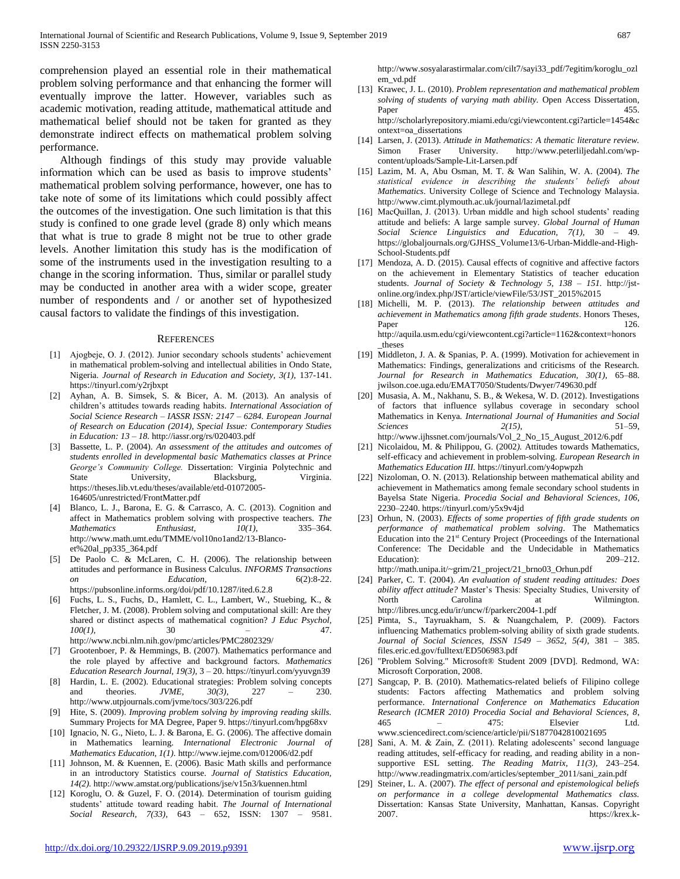comprehension played an essential role in their mathematical problem solving performance and that enhancing the former will eventually improve the latter. However, variables such as academic motivation, reading attitude, mathematical attitude and mathematical belief should not be taken for granted as they demonstrate indirect effects on mathematical problem solving performance.

Although findings of this study may provide valuable information which can be used as basis to improve students' mathematical problem solving performance, however, one has to take note of some of its limitations which could possibly affect the outcomes of the investigation. One such limitation is that this study is confined to one grade level (grade 8) only which means that what is true to grade 8 might not be true to other grade levels. Another limitation this study has is the modification of some of the instruments used in the investigation resulting to a change in the scoring information. Thus, similar or parallel study may be conducted in another area with a wider scope, greater number of respondents and / or another set of hypothesized causal factors to validate the findings of this investigation.

## References

[1] Ajogbeje, O. J. (2012). Junior secondary schools students' achievement in mathematical problem-solving and intellectual abilities in Ondo State, Nigeria. *Journal of Research in Education and Society, 3(1),* 137-141. https://tinyurl.com/y2rjbxpt

[2] Ayhan, A. B. Simsek, S. & Bicer, A. M. (2013). An analysis of children's attitudes towards reading habits. *International Association of Social Science Research – IASSR ISSN: 2147 – 6284. European Journal of Research on Education (2014), Special Issue: Contemporary Studies in Education: 13 – 18.* http://iassr.org/rs/020403.pdf

[3] Bassette, L. P. (2004). *An assessment of the attitudes and outcomes of students enrolled in developmental basic Mathematics classes at Prince George's Community College.* Dissertation: Virginia Polytechnic and State University, Blacksburg, Virginia. https://theses.lib.vt.edu/theses/available/etd-01072005-164605/unrestricted/FrontMatter.pdf

[4] Blanco, L. J., Barona, E. G. & Carrasco, A. C. (2013). Cognition and affect in Mathematics problem solving with prospective teachers. *The Mathematics Enthusiast, 10(1),* 335–364. http://www.math.umt.edu/TMME/vol10no1and2/13-Blanco-et%20al_pp335_364.pdf

[5] De Paolo C. & McLaren, C. H. (2006). The relationship between attitudes and performance in Business Calculus. *INFORMS Transactions on Education,* 6(2):8-22. https://pubsonline.informs.org/doi/pdf/10.1287/ited.6.2.8

[6] Fuchs, L. S., Fuchs, D., Hamlett, C. L., Lambert, W., Stuebing, K., & Fletcher, J. M. (2008). Problem solving and computational skill: Are they shared or distinct aspects of mathematical cognition? *J Educ Psychol, 100(1),* 30 – 47. http://www.ncbi.nlm.nih.gov/pmc/articles/PMC2802329/

[7] Grootenboer, P. & Hemmings, B. (2007). Mathematics performance and the role played by affective and background factors. *Mathematics Education Research Journal, 19(3),* 3 – 20. https://tinyurl.com/yyuvgn39

[8] Hardin, L. E. (2002). Educational strategies: Problem solving concepts and theories. *JVME, 30(3),* 227 – 230. http://www.utpjournals.com/jvme/tocs/303/226.pdf

[9] Hite, S. (2009). *Improving problem solving by improving reading skills.* Summary Projects for MA Degree, Paper 9. https://tinyurl.com/hpg68xv

[10] Ignacio, N. G., Nieto, L. J. & Barona, E. G. (2006). The affective domain in Mathematics learning. *International Electronic Journal of Mathematics Education, 1(1).* http://www.iejme.com/012006/d2.pdf

[11] Johnson, M. & Kuennen, E. (2006). Basic Math skills and performance in an introductory Statistics course. *Journal of Statistics Education, 14(2).* http://www.amstat.org/publications/jse/v15n3/kuennen.html

[12] Koroglu, O. & Guzel, F. O. (2014). Determination of tourism guiding students' attitude toward reading habit. *The Journal of International Social Research, 7(33),* 643 – 652, ISSN: 1307 – 9581. http://www.sosyalarastirmalar.com/cilt7/sayi33_pdf/7egitim/koroglu_ozlem_vd.pdf

[13] Krawec, J. L. (2010). *Problem representation and mathematical problem solving of students of varying math ability.* Open Access Dissertation, Paper 455. http://scholarlyrepository.miami.edu/cgi/viewcontent.cgi?article=1454&context=oa_dissertations

[14] Larsen, J. (2013). *Attitude in Mathematics: A thematic literature review.* Simon Fraser University. http://www.peterliljedahl.com/wp-content/uploads/Sample-Lit-Larsen.pdf

[15] Lazim, M. A, Abu Osman, M. T. & Wan Salihin, W. A. (2004). *The statistical evidence in describing the students' beliefs about Mathematics*. University College of Science and Technology Malaysia. http://www.cimt.plymouth.ac.uk/journal/lazimetal.pdf

[16] MacQuillan, J. (2013). Urban middle and high school students' reading attitude and beliefs: A large sample survey. *Global Journal of Human Social Science Linguistics and Education, 7(1),* 30 – 49. https://globaljournals.org/GJHSS_Volume13/6-Urban-Middle-and-High-School-Students.pdf

[17] Mendoza, A. D. (2015). Causal effects of cognitive and affective factors on the achievement in Elementary Statistics of teacher education students. *Journal of Society & Technology 5, 138 – 151.* http://jst-online.org/index.php/JST/article/viewFile/53/JST_2015%2015

[18] Michelli, M. P. (2013). *The relationship between attitudes and achievement in Mathematics among fifth grade students*. Honors Theses, Paper 126. http://aquila.usm.edu/cgi/viewcontent.cgi?article=1162&context=honors_theses

[19] Middleton, J. A. & Spanias, P. A. (1999). Motivation for achievement in Mathematics: Findings, generalizations and criticisms of the Research. *Journal for Research in Mathematics Education, 30(1),* 65–88. jwilson.coe.uga.edu/EMAT7050/Students/Dwyer/749630.pdf

[20] Musasia, A. M., Nakhanu, S. B., & Wekesa, W. D. (2012). Investigations of factors that influence syllabus coverage in secondary school Mathematics in Kenya*. International Journal of Humanities and Social Sciences 2(15),* 51–59, http://www.ijhssnet.com/journals/Vol_2_No_15_August_2012/6.pdf

[21] Nicolaidou, M. & Philippou, G. (2002*).* Attitudes towards Mathematics, self-efficacy and achievement in problem-solving. *European Research in Mathematics Education III.* https://tinyurl.com/y4opwpzh

[22] Nizoloman, O. N. (2013). Relationship between mathematical ability and achievement in Mathematics among female secondary school students in Bayelsa State Nigeria. *Procedia Social and Behavioral Sciences, 106*, 2230–2240. https://tinyurl.com/y5x9v4jd

[23] Orhun, N. (2003). *Effects of some properties of fifth grade students on performance of mathematical problem solving*. The Mathematics Education into the 21st Century Project (Proceedings of the International Conference: The Decidable and the Undecidable in Mathematics Education): 209–212. http://math.unipa.it/~grim/21_project/21_brno03_Orhun.pdf

[24] Parker, C. T. (2004). *An evaluation of student reading attitudes: Does ability affect attitude?* Master's Thesis: Specialty Studies, University of North Carolina at Wilmington. http://libres.uncg.edu/ir/uncw/f/parkerc2004-1.pdf

[25] Pimta, S., Tayruakham, S. & Nuangchalem, P. (2009). Factors influencing Mathematics problem-solving ability of sixth grade students. *Journal of Social Sciences, ISSN 1549 – 3652, 5(4),* 381 – 385. files.eric.ed.gov/fulltext/ED506983.pdf

[26] "Problem Solving." Microsoft® Student 2009 [DVD]. Redmond, WA: Microsoft Corporation, 2008.

[27] Sangcap, P. B. (2010). Mathematics-related beliefs of Filipino college students: Factors affecting Mathematics and problem solving performance. *International Conference on Mathematics Education Research (ICMER 2010) Procedia Social and Behavioral Sciences, 8*, 465 – 475: Elsevier Ltd. www.sciencedirect.com/science/article/pii/S1877042810021695

[28] Sani, A. M. & Zain, Z. (2011). Relating adolescents' second language reading attitudes, self-efficacy for reading, and reading ability in a non-supportive ESL setting. *The Reading Matrix, 11(3),* 243–254. http://www.readingmatrix.com/articles/september_2011/sani_zain.pdf

[29] Steiner, L. A. (2007). *The effect of personal and epistemological beliefs on performance in a college developmental Mathematics class.* Dissertation: Kansas State University, Manhattan, Kansas. Copyright 2007. https://krex.k-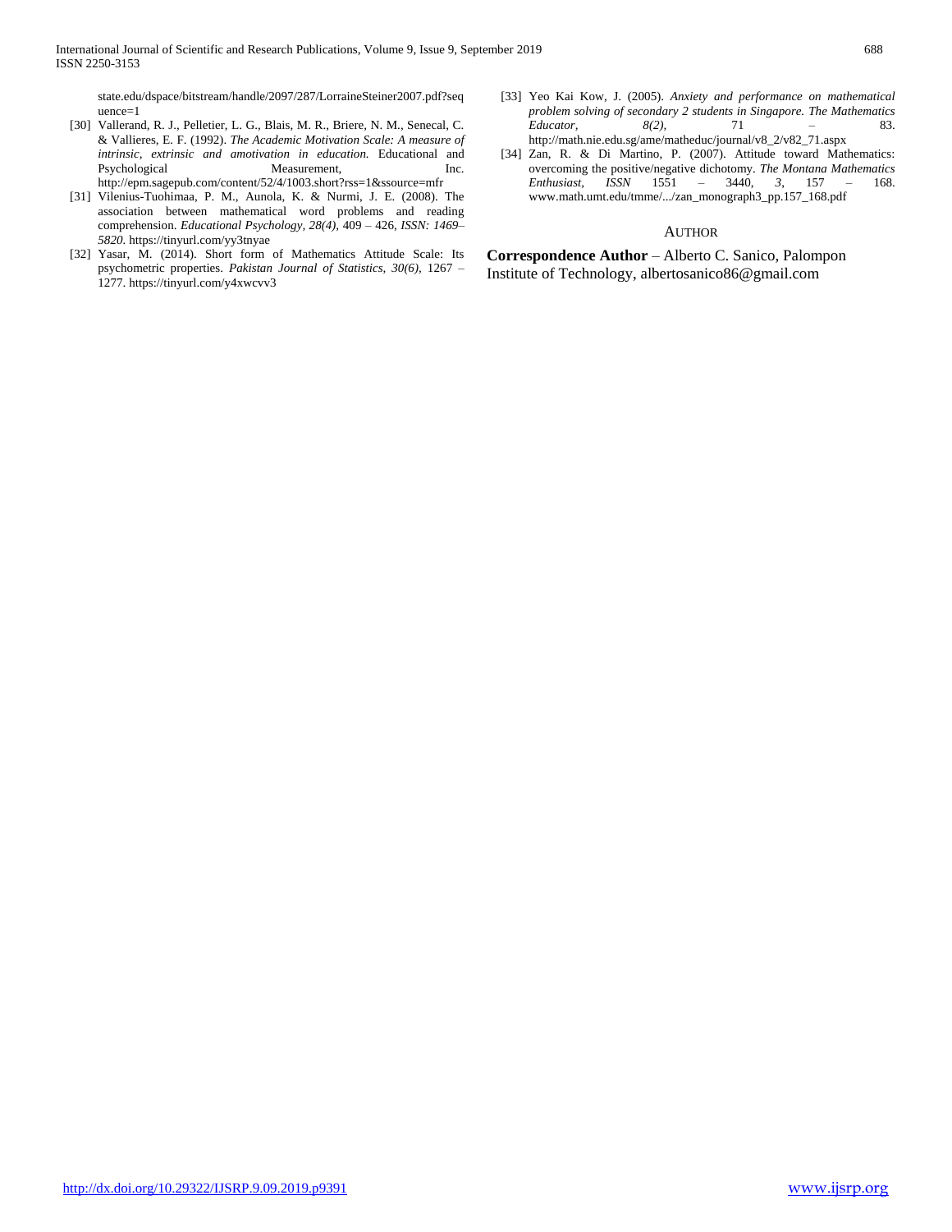state.edu/dspace/bitstream/handle/2097/287/LorraineSteiner2007.pdf?sequence=1

[30] Vallerand, R. J., Pelletier, L. G., Blais, M. R., Briere, N. M., Senecal, C. & Vallieres, E. F. (1992). *The Academic Motivation Scale: A measure of intrinsic, extrinsic and amotivation in education.* Educational and Psychological Measurement, Inc. http://epm.sagepub.com/content/52/4/1003.short?rss=1&ssource=mfr

[31] Vilenius-Tuohimaa, P. M., Aunola, K. & Nurmi, J. E. (2008). The association between mathematical word problems and reading comprehension. *Educational Psychology, 28(4),* 409 – 426, *ISSN: 1469–5820.* https://tinyurl.com/yy3tnyae

[32] Yasar, M. (2014). Short form of Mathematics Attitude Scale: Its psychometric properties. *Pakistan Journal of Statistics, 30(6),* 1267 – 1277. https://tinyurl.com/y4xwcvv3

[33] Yeo Kai Kow, J. (2005). *Anxiety and performance on mathematical problem solving of secondary 2 students in Singapore. The Mathematics Educator, 8(2),* 71 – 83. http://math.nie.edu.sg/ame/matheduc/journal/v8_2/v82_71.aspx

[34] Zan, R. & Di Martino, P. (2007). Attitude toward Mathematics: overcoming the positive/negative dichotomy. *The Montana Mathematics Enthusiast, ISSN* 1551 – 3440, *3,* 157 – 168. www.math.umt.edu/tmme/.../zan_monograph3_pp.157_168.pdf

## AUTHOR

**Correspondence Author** – Alberto C. Sanico, Palompon Institute of Technology, albertosanico86@gmail.com